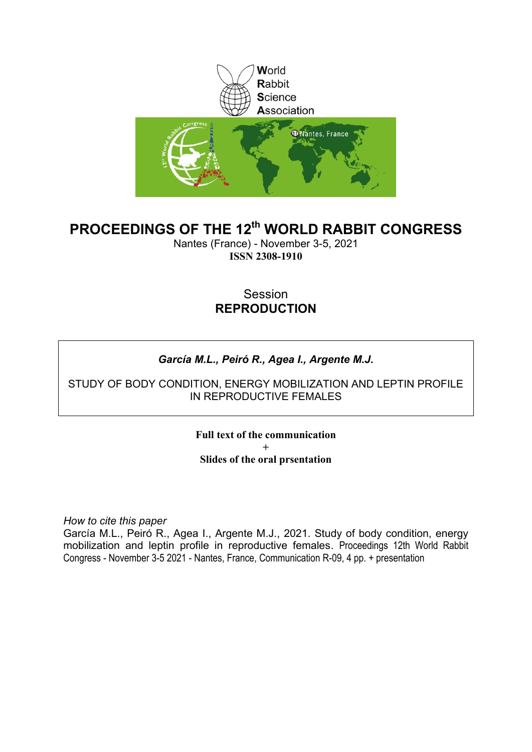World
Rabbit
Science
Association

# PROCEEDINGS OF THE 12th WORLD RABBIT CONGRESS

Nantes (France) - November 3-5, 2021

**ISSN 2308-1910**

Session

**REPRODUCTION**

***García M.L., Peiró R., Agea I., Argente M.J.***

STUDY OF BODY CONDITION, ENERGY MOBILIZATION AND LEPTIN PROFILE IN REPRODUCTIVE FEMALES

**Full text of the communication**

**+**

**Slides of the oral prsentation**

*How to cite this paper*

García M.L., Peiró R., Agea I., Argente M.J., 2021. Study of body condition, energy mobilization and leptin profile in reproductive females. Proceedings 12th World Rabbit Congress - November 3-5 2021 - Nantes, France, Communication R-09, 4 pp. + presentation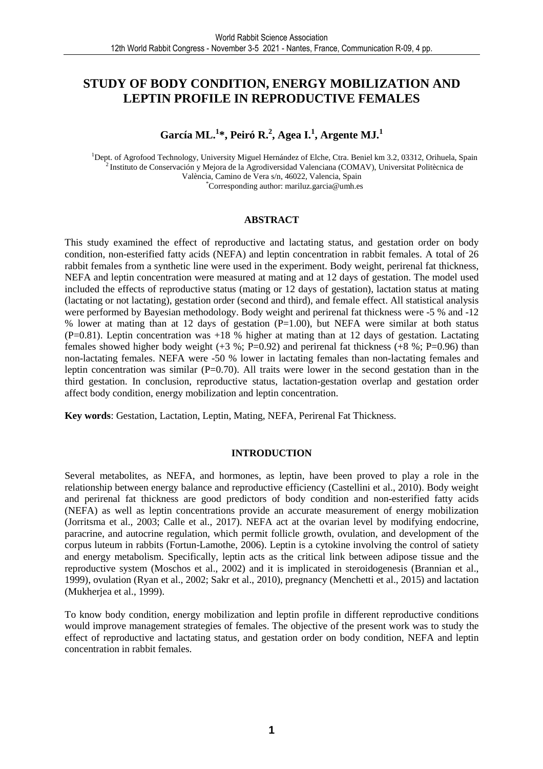# STUDY OF BODY CONDITION, ENERGY MOBILIZATION AND LEPTIN PROFILE IN REPRODUCTIVE FEMALES

**García ML.[1]\*, Peiró R.[2], Agea I.[1], Argente MJ.[1]**

[1]Dept. of Agrofood Technology, University Miguel Hernández of Elche, Ctra. Beniel km 3.2, 03312, Orihuela, Spain
[2]Instituto de Conservación y Mejora de la Agrodiversidad Valenciana (COMAV), Universitat Politècnica de València, Camino de Vera s/n, 46022, Valencia, Spain
*Corresponding author: mariluz.garcia@umh.es

## ABSTRACT

This study examined the effect of reproductive and lactating status, and gestation order on body condition, non-esterified fatty acids (NEFA) and leptin concentration in rabbit females. A total of 26 rabbit females from a synthetic line were used in the experiment. Body weight, perirenal fat thickness, NEFA and leptin concentration were measured at mating and at 12 days of gestation. The model used included the effects of reproductive status (mating or 12 days of gestation), lactation status at mating (lactating or not lactating), gestation order (second and third), and female effect. All statistical analysis were performed by Bayesian methodology. Body weight and perirenal fat thickness were -5 % and -12 % lower at mating than at 12 days of gestation (P=1.00), but NEFA were similar at both status (P=0.81). Leptin concentration was +18 % higher at mating than at 12 days of gestation. Lactating females showed higher body weight (+3 %; P=0.92) and perirenal fat thickness (+8 %; P=0.96) than non-lactating females. NEFA were -50 % lower in lactating females than non-lactating females and leptin concentration was similar (P=0.70). All traits were lower in the second gestation than in the third gestation. In conclusion, reproductive status, lactation-gestation overlap and gestation order affect body condition, energy mobilization and leptin concentration.

**Key words**: Gestation, Lactation, Leptin, Mating, NEFA, Perirenal Fat Thickness.

## INTRODUCTION

Several metabolites, as NEFA, and hormones, as leptin, have been proved to play a role in the relationship between energy balance and reproductive efficiency (Castellini et al., 2010). Body weight and perirenal fat thickness are good predictors of body condition and non-esterified fatty acids (NEFA) as well as leptin concentrations provide an accurate measurement of energy mobilization (Jorritsma et al., 2003; Calle et al., 2017). NEFA act at the ovarian level by modifying endocrine, paracrine, and autocrine regulation, which permit follicle growth, ovulation, and development of the corpus luteum in rabbits (Fortun-Lamothe, 2006). Leptin is a cytokine involving the control of satiety and energy metabolism. Specifically, leptin acts as the critical link between adipose tissue and the reproductive system (Moschos et al., 2002) and it is implicated in steroidogenesis (Brannian et al., 1999), ovulation (Ryan et al., 2002; Sakr et al., 2010), pregnancy (Menchetti et al., 2015) and lactation (Mukherjea et al., 1999).

To know body condition, energy mobilization and leptin profile in different reproductive conditions would improve management strategies of females. The objective of the present work was to study the effect of reproductive and lactating status, and gestation order on body condition, NEFA and leptin concentration in rabbit females.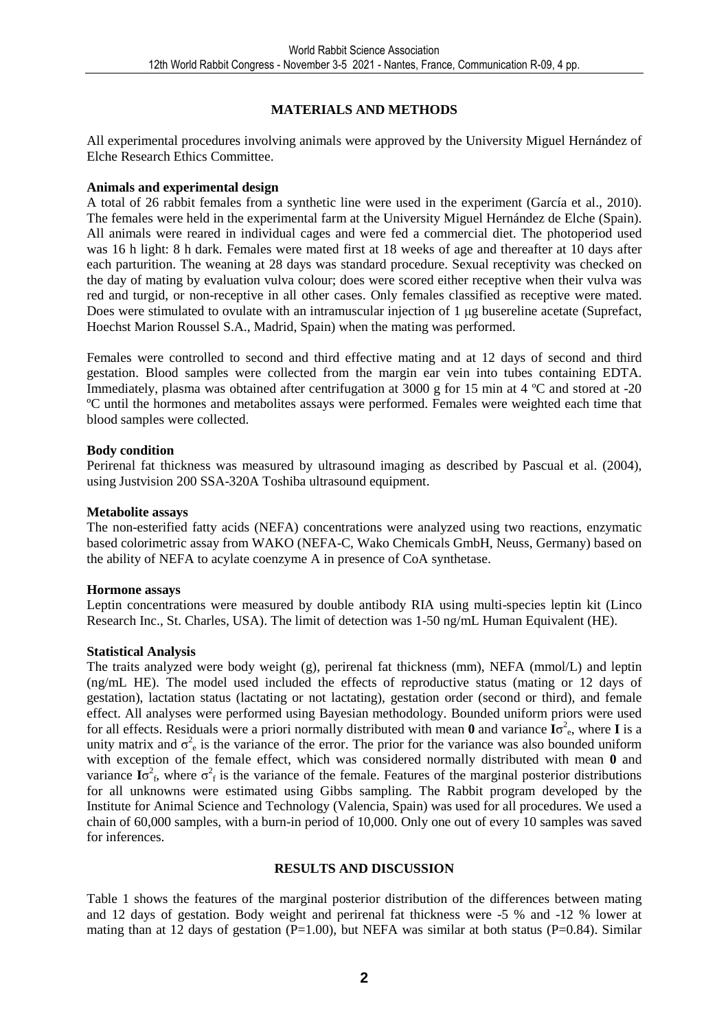## MATERIALS AND METHODS

All experimental procedures involving animals were approved by the University Miguel Hernández of Elche Research Ethics Committee.

### Animals and experimental design

A total of 26 rabbit females from a synthetic line were used in the experiment (García et al., 2010). The females were held in the experimental farm at the University Miguel Hernández de Elche (Spain). All animals were reared in individual cages and were fed a commercial diet. The photoperiod used was 16 h light: 8 h dark. Females were mated first at 18 weeks of age and thereafter at 10 days after each parturition. The weaning at 28 days was standard procedure. Sexual receptivity was checked on the day of mating by evaluation vulva colour; does were scored either receptive when their vulva was red and turgid, or non-receptive in all other cases. Only females classified as receptive were mated. Does were stimulated to ovulate with an intramuscular injection of 1 μg busereline acetate (Suprefact, Hoechst Marion Roussel S.A., Madrid, Spain) when the mating was performed.

Females were controlled to second and third effective mating and at 12 days of second and third gestation. Blood samples were collected from the margin ear vein into tubes containing EDTA. Immediately, plasma was obtained after centrifugation at 3000 g for 15 min at 4 ºC and stored at -20 ºC until the hormones and metabolites assays were performed. Females were weighted each time that blood samples were collected.

### Body condition

Perirenal fat thickness was measured by ultrasound imaging as described by Pascual et al. (2004), using Justvision 200 SSA-320A Toshiba ultrasound equipment.

### Metabolite assays

The non-esterified fatty acids (NEFA) concentrations were analyzed using two reactions, enzymatic based colorimetric assay from WAKO (NEFA-C, Wako Chemicals GmbH, Neuss, Germany) based on the ability of NEFA to acylate coenzyme A in presence of CoA synthetase.

### Hormone assays

Leptin concentrations were measured by double antibody RIA using multi-species leptin kit (Linco Research Inc., St. Charles, USA). The limit of detection was 1-50 ng/mL Human Equivalent (HE).

### Statistical Analysis

The traits analyzed were body weight (g), perirenal fat thickness (mm), NEFA (mmol/L) and leptin (ng/mL HE). The model used included the effects of reproductive status (mating or 12 days of gestation), lactation status (lactating or not lactating), gestation order (second or third), and female effect. All analyses were performed using Bayesian methodology. Bounded uniform priors were used for all effects. Residuals were a priori normally distributed with mean $\mathbf{0}$ and variance $\mathbf{I}\sigma^2_e$, where $\mathbf{I}$ is a unity matrix and $\sigma^2_e$ is the variance of the error. The prior for the variance was also bounded uniform with exception of the female effect, which was considered normally distributed with mean $\mathbf{0}$ and variance $\mathbf{I}\sigma^2_f$, where $\sigma^2_f$ is the variance of the female. Features of the marginal posterior distributions for all unknowns were estimated using Gibbs sampling. The Rabbit program developed by the Institute for Animal Science and Technology (Valencia, Spain) was used for all procedures. We used a chain of 60,000 samples, with a burn-in period of 10,000. Only one out of every 10 samples was saved for inferences.

## RESULTS AND DISCUSSION

Table 1 shows the features of the marginal posterior distribution of the differences between mating and 12 days of gestation. Body weight and perirenal fat thickness were -5 % and -12 % lower at mating than at 12 days of gestation (P=1.00), but NEFA was similar at both status (P=0.84). Similar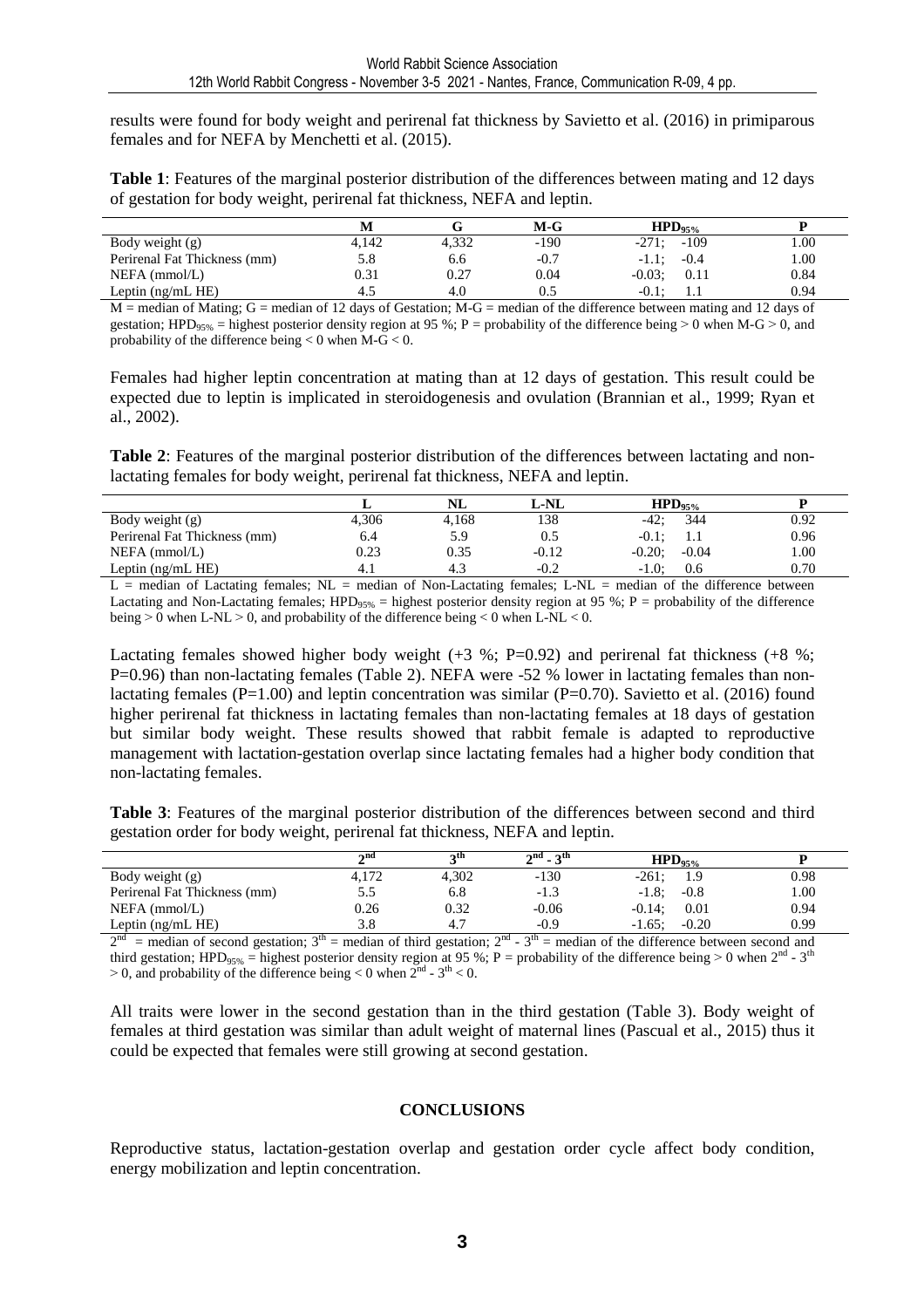results were found for body weight and perirenal fat thickness by Savietto et al. (2016) in primiparous females and for NEFA by Menchetti et al. (2015).

**Table 1**: Features of the marginal posterior distribution of the differences between mating and 12 days of gestation for body weight, perirenal fat thickness, NEFA and leptin.

| | M | G | M-G | $HPD_{95\%}$ | P |
|---|---|---|---|---|---|
| Body weight (g) | 4,142 | 4,332 | -190 | -271; -109 | 1.00 |
| Perirenal Fat Thickness (mm) | 5.8 | 6.6 | -0.7 | -1.1; -0.4 | 1.00 |
| NEFA (mmol/L) | 0.31 | 0.27 | 0.04 | -0.03; 0.11 | 0.84 |
| Leptin (ng/mL HE) | 4.5 | 4.0 | 0.5 | -0.1; 1.1 | 0.94 |

M = median of Mating; G = median of 12 days of Gestation; M-G = median of the difference between mating and 12 days of gestation; $HPD_{95\%}$ = highest posterior density region at 95 %; P = probability of the difference being > 0 when M-G > 0, and probability of the difference being < 0 when M-G < 0.

Females had higher leptin concentration at mating than at 12 days of gestation. This result could be expected due to leptin is implicated in steroidogenesis and ovulation (Brannian et al., 1999; Ryan et al., 2002).

**Table 2**: Features of the marginal posterior distribution of the differences between lactating and non-lactating females for body weight, perirenal fat thickness, NEFA and leptin.

| | L | NL | L-NL | $HPD_{95\%}$ | P |
|---|---|---|---|---|---|
| Body weight (g) | 4,306 | 4,168 | 138 | -42; 344 | 0.92 |
| Perirenal Fat Thickness (mm) | 6.4 | 5.9 | 0.5 | -0.1; 1.1 | 0.96 |
| NEFA (mmol/L) | 0.23 | 0.35 | -0.12 | -0.20; -0.04 | 1.00 |
| Leptin (ng/mL HE) | 4.1 | 4.3 | -0.2 | -1.0; 0.6 | 0.70 |

L = median of Lactating females; NL = median of Non-Lactating females; L-NL = median of the difference between Lactating and Non-Lactating females; $HPD_{95\%}$ = highest posterior density region at 95 %; P = probability of the difference being > 0 when L-NL > 0, and probability of the difference being < 0 when L-NL < 0.

Lactating females showed higher body weight (+3 %; P=0.92) and perirenal fat thickness (+8 %; P=0.96) than non-lactating females (Table 2). NEFA were -52 % lower in lactating females than non-lactating females (P=1.00) and leptin concentration was similar (P=0.70). Savietto et al. (2016) found higher perirenal fat thickness in lactating females than non-lactating females at 18 days of gestation but similar body weight. These results showed that rabbit female is adapted to reproductive management with lactation-gestation overlap since lactating females had a higher body condition that non-lactating females.

**Table 3**: Features of the marginal posterior distribution of the differences between second and third gestation order for body weight, perirenal fat thickness, NEFA and leptin.

| | $2^{nd}$ | $3^{th}$ | $2^{nd}$ - $3^{th}$ | $HPD_{95\%}$ | P |
|---|---|---|---|---|---|
| Body weight (g) | 4,172 | 4,302 | -130 | -261; 1.9 | 0.98 |
| Perirenal Fat Thickness (mm) | 5.5 | 6.8 | -1.3 | -1.8; -0.8 | 1.00 |
| NEFA (mmol/L) | 0.26 | 0.32 | -0.06 | -0.14; 0.01 | 0.94 |
| Leptin (ng/mL HE) | 3.8 | 4.7 | -0.9 | -1.65; -0.20 | 0.99 |

$2^{nd}$ = median of second gestation; $3^{th}$ = median of third gestation; $2^{nd}$ - $3^{th}$ = median of the difference between second and third gestation; $HPD_{95\%}$ = highest posterior density region at 95 %; P = probability of the difference being > 0 when $2^{nd}$ - $3^{th}$ > 0, and probability of the difference being < 0 when $2^{nd}$ - $3^{th}$ < 0.

All traits were lower in the second gestation than in the third gestation (Table 3). Body weight of females at third gestation was similar than adult weight of maternal lines (Pascual et al., 2015) thus it could be expected that females were still growing at second gestation.

## CONCLUSIONS

Reproductive status, lactation-gestation overlap and gestation order cycle affect body condition, energy mobilization and leptin concentration.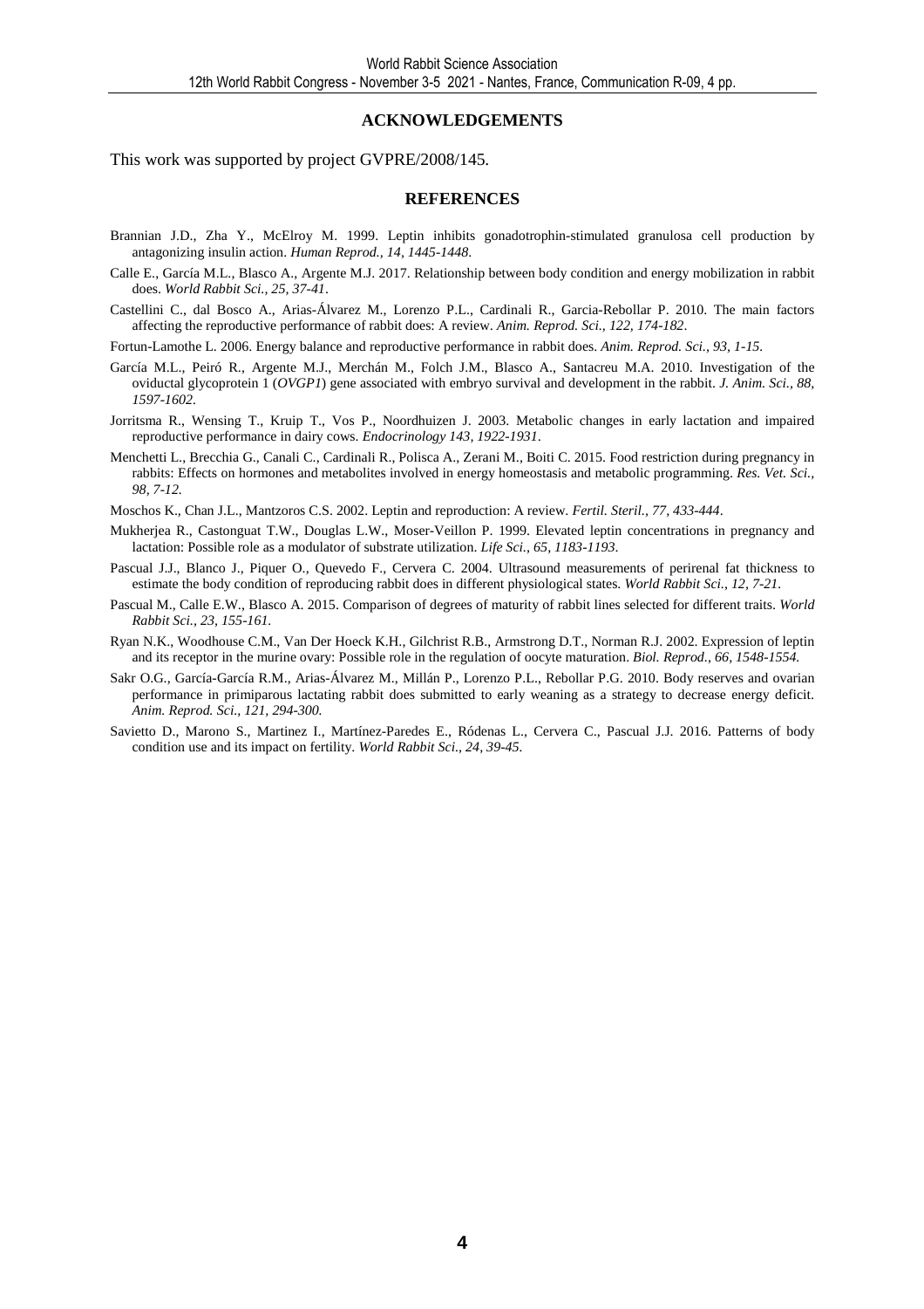## ACKNOWLEDGEMENTS

This work was supported by project GVPRE/2008/145.

## REFERENCES

Brannian J.D., Zha Y., McElroy M. 1999. Leptin inhibits gonadotrophin-stimulated granulosa cell production by antagonizing insulin action. *Human Reprod., 14, 1445-1448*.

Calle E., García M.L., Blasco A., Argente M.J. 2017. Relationship between body condition and energy mobilization in rabbit does. *World Rabbit Sci., 25, 37-41*.

Castellini C., dal Bosco A., Arias-Álvarez M., Lorenzo P.L., Cardinali R., Garcia-Rebollar P. 2010. The main factors affecting the reproductive performance of rabbit does: A review. *Anim. Reprod. Sci., 122, 174-182*.

Fortun-Lamothe L. 2006. Energy balance and reproductive performance in rabbit does. *Anim. Reprod. Sci., 93, 1-15*.

García M.L., Peiró R., Argente M.J., Merchán M., Folch J.M., Blasco A., Santacreu M.A. 2010. Investigation of the oviductal glycoprotein 1 (*OVGP1*) gene associated with embryo survival and development in the rabbit. *J. Anim. Sci., 88, 1597-1602*.

Jorritsma R., Wensing T., Kruip T., Vos P., Noordhuizen J. 2003. Metabolic changes in early lactation and impaired reproductive performance in dairy cows. *Endocrinology 143, 1922-1931*.

Menchetti L., Brecchia G., Canali C., Cardinali R., Polisca A., Zerani M., Boiti C. 2015. Food restriction during pregnancy in rabbits: Effects on hormones and metabolites involved in energy homeostasis and metabolic programming. *Res. Vet. Sci., 98, 7-12*.

Moschos K., Chan J.L., Mantzoros C.S. 2002. Leptin and reproduction: A review. *Fertil. Steril., 77, 433-444*.

Mukherjea R., Castonguat T.W., Douglas L.W., Moser-Veillon P. 1999. Elevated leptin concentrations in pregnancy and lactation: Possible role as a modulator of substrate utilization. *Life Sci., 65, 1183-1193*.

Pascual J.J., Blanco J., Piquer O., Quevedo F., Cervera C. 2004. Ultrasound measurements of perirenal fat thickness to estimate the body condition of reproducing rabbit does in different physiological states. *World Rabbit Sci., 12, 7-21*.

Pascual M., Calle E.W., Blasco A. 2015. Comparison of degrees of maturity of rabbit lines selected for different traits. *World Rabbit Sci., 23, 155-161*.

Ryan N.K., Woodhouse C.M., Van Der Hoeck K.H., Gilchrist R.B., Armstrong D.T., Norman R.J. 2002. Expression of leptin and its receptor in the murine ovary: Possible role in the regulation of oocyte maturation. *Biol. Reprod., 66, 1548-1554*.

Sakr O.G., García-García R.M., Arias-Álvarez M., Millán P., Lorenzo P.L., Rebollar P.G. 2010. Body reserves and ovarian performance in primiparous lactating rabbit does submitted to early weaning as a strategy to decrease energy deficit. *Anim. Reprod. Sci., 121, 294-300*.

Savietto D., Marono S., Martinez I., Martínez-Paredes E., Ródenas L., Cervera C., Pascual J.J. 2016. Patterns of body condition use and its impact on fertility. *World Rabbit Sci., 24, 39-45*.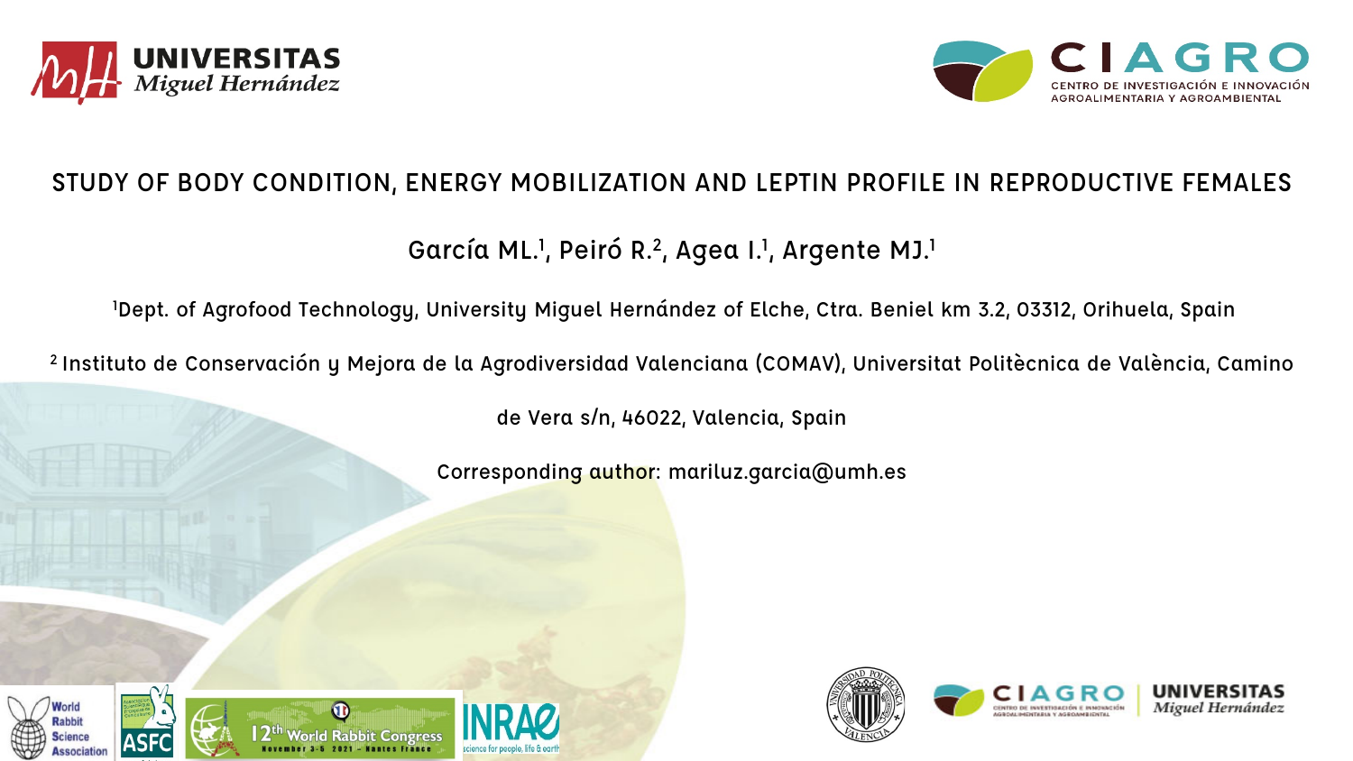# STUDY OF BODY CONDITION, ENERGY MOBILIZATION AND LEPTIN PROFILE IN REPRODUCTIVE FEMALES

García ML.[1], Peiró R.[2], Agea I.[1], Argente MJ.[1]

[1]Dept. of Agrofood Technology, University Miguel Hernández of Elche, Ctra. Beniel km 3.2, 03312, Orihuela, Spain

[2] Instituto de Conservación y Mejora de la Agrodiversidad Valenciana (COMAV), Universitat Politècnica de València, Camino de Vera s/n, 46022, Valencia, Spain

Corresponding author: mariluz.garcia@umh.es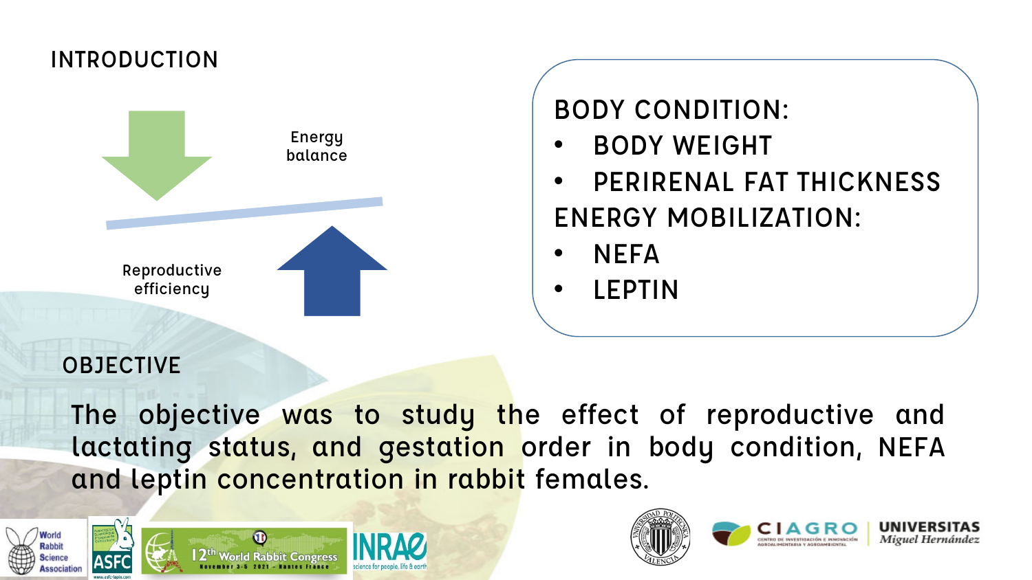## INTRODUCTION

Energy balance

Reproductive efficiency

BODY CONDITION:

- BODY WEIGHT
- PERIRENAL FAT THICKNESS

ENERGY MOBILIZATION:

- NEFA
- LEPTIN

## OBJECTIVE

The objective was to study the effect of reproductive and lactating status, and gestation order in body condition, NEFA and leptin concentration in rabbit females.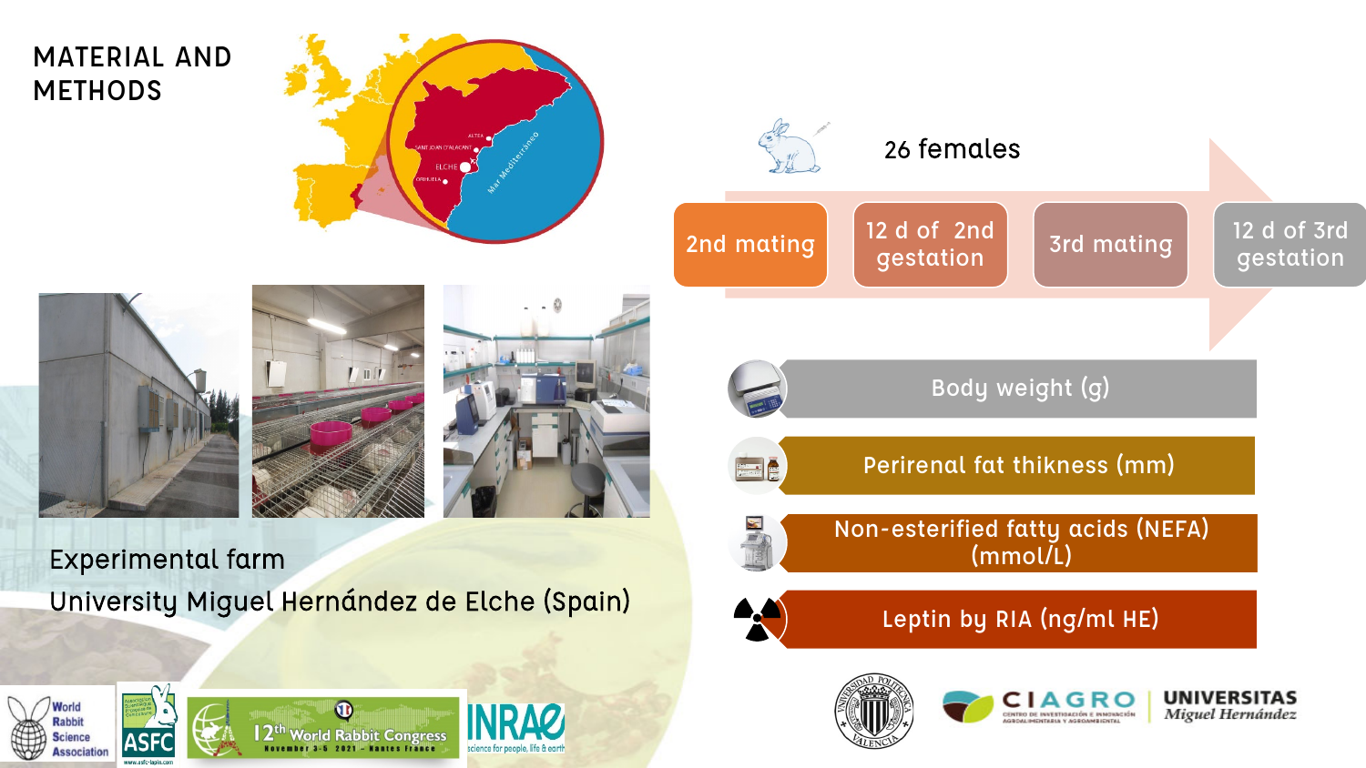# MATERIAL AND METHODS

26 females

2nd mating → 12 d of 2nd gestation → 3rd mating → 12 d of 3rd gestation

- Body weight (g)
- Perirenal fat thikness (mm)
- Non-esterified fatty acids (NEFA) (mmol/L)
- Leptin by RIA (ng/ml HE)

Experimental farm

University Miguel Hernández de Elche (Spain)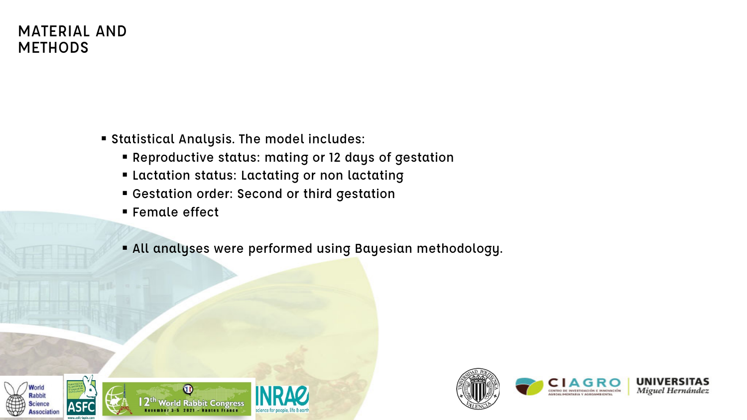# MATERIAL AND METHODS

- Statistical Analysis. The model includes:
  - Reproductive status: mating or 12 days of gestation
  - Lactation status: Lactating or non lactating
  - Gestation order: Second or third gestation
  - Female effect

  - All analyses were performed using Bayesian methodology.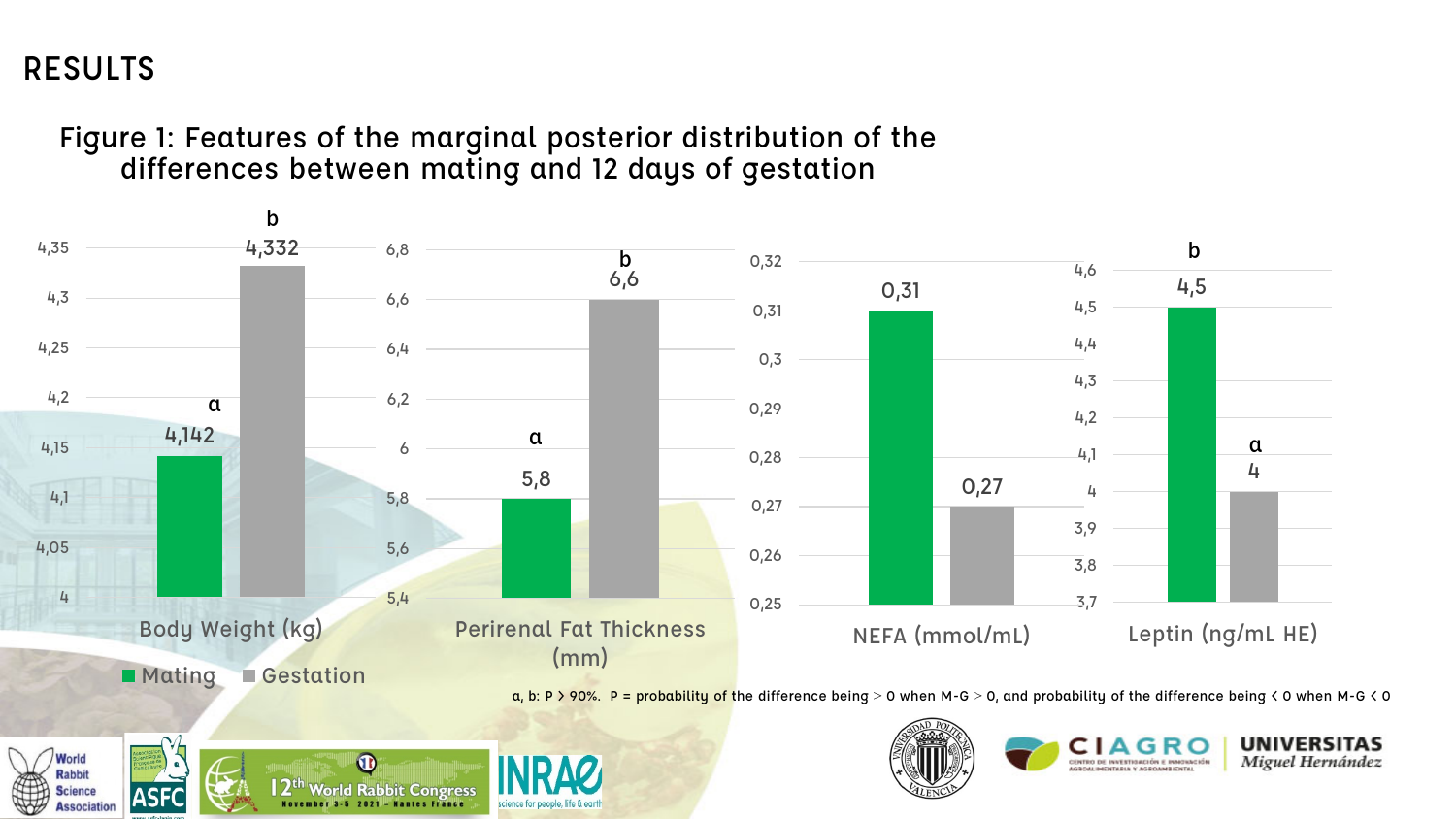# RESULTS

## Figure 1: Features of the marginal posterior distribution of the differences between mating and 12 days of gestation

| | Mating | Gestation |
|---|---|---|
| Body Weight (kg) | 4,142 a | 4,332 b |
| Perirenal Fat Thickness (mm) | 5,8 a | 6,6 b |
| NEFA (mmol/mL) | 0,31 | 0,27 |
| Leptin (ng/mL HE) | 4,5 b | 4 a |

a, b: P > 90%. P = probability of the difference being > 0 when M-G > 0, and probability of the difference being < 0 when M-G < 0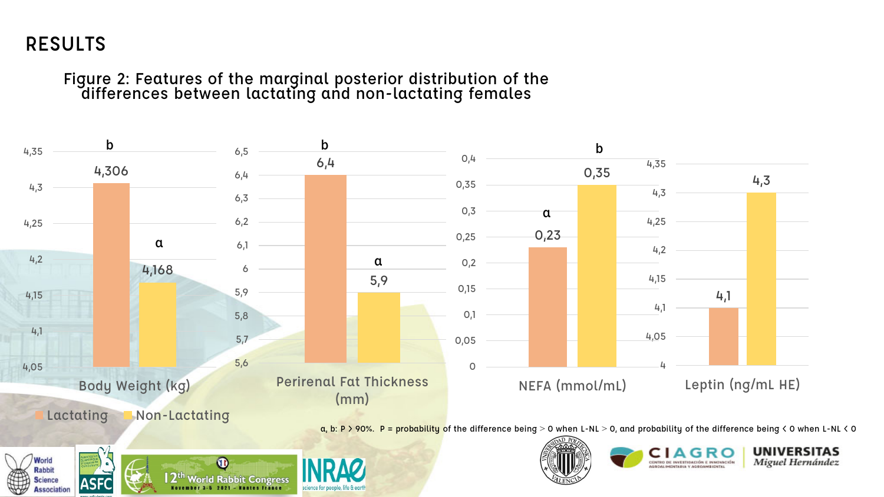## RESULTS

Figure 2: Features of the marginal posterior distribution of the differences between lactating and non-lactating females

| | Lactating | Non-Lactating |
|---|---|---|
| Body Weight (kg) | 4,306 [b] | 4,168 [a] |
| Perirenal Fat Thickness (mm) | 6,4 [b] | 5,9 [a] |
| NEFA (mmol/mL) | 0,23 [a] | 0,35 [b] |
| Leptin (ng/mL HE) | 4,1 | 4,3 |

a, b: P > 90%. P = probability of the difference being > 0 when L-NL > 0, and probability of the difference being < 0 when L-NL < 0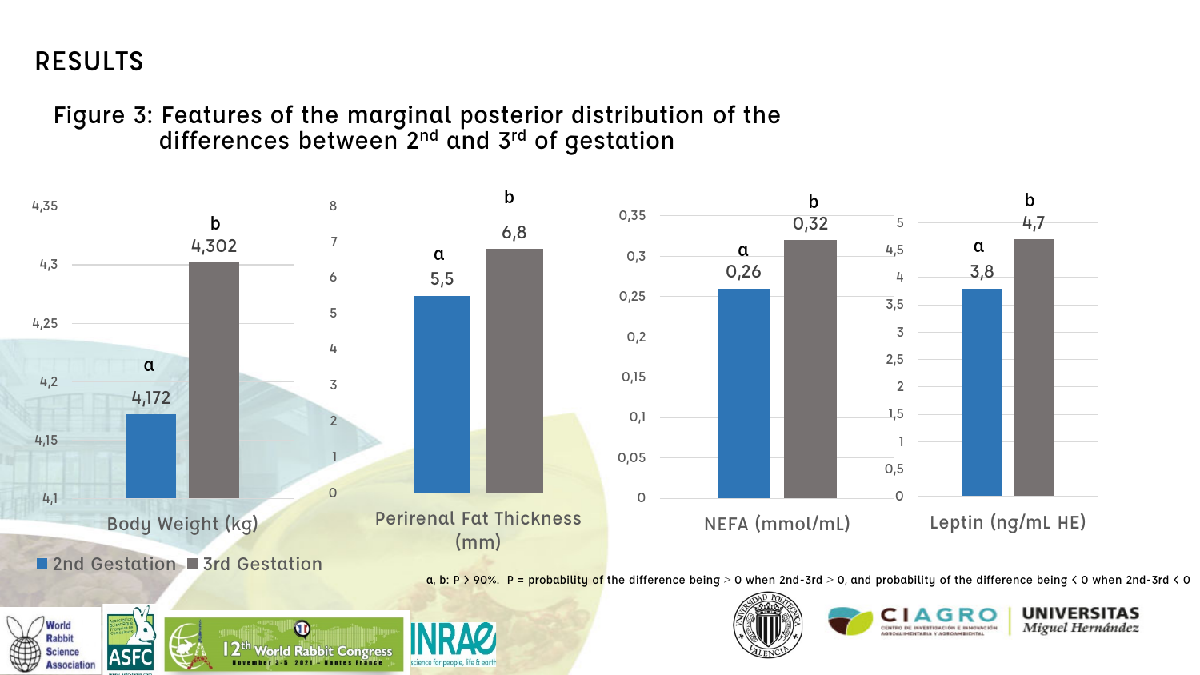# RESULTS

## Figure 3: Features of the marginal posterior distribution of the differences between 2nd and 3rd of gestation

| | 2nd Gestation | 3rd Gestation |
|---|---|---|
| Body Weight (kg) | 4,172 a | 4,302 b |
| Perirenal Fat Thickness (mm) | 5,5 a | 6,8 b |
| NEFA (mmol/mL) | 0,26 a | 0,32 b |
| Leptin (ng/mL HE) | 3,8 a | 4,7 b |

a, b: P > 90%. P = probability of the difference being > 0 when 2nd-3rd > 0, and probability of the difference being < 0 when 2nd-3rd < 0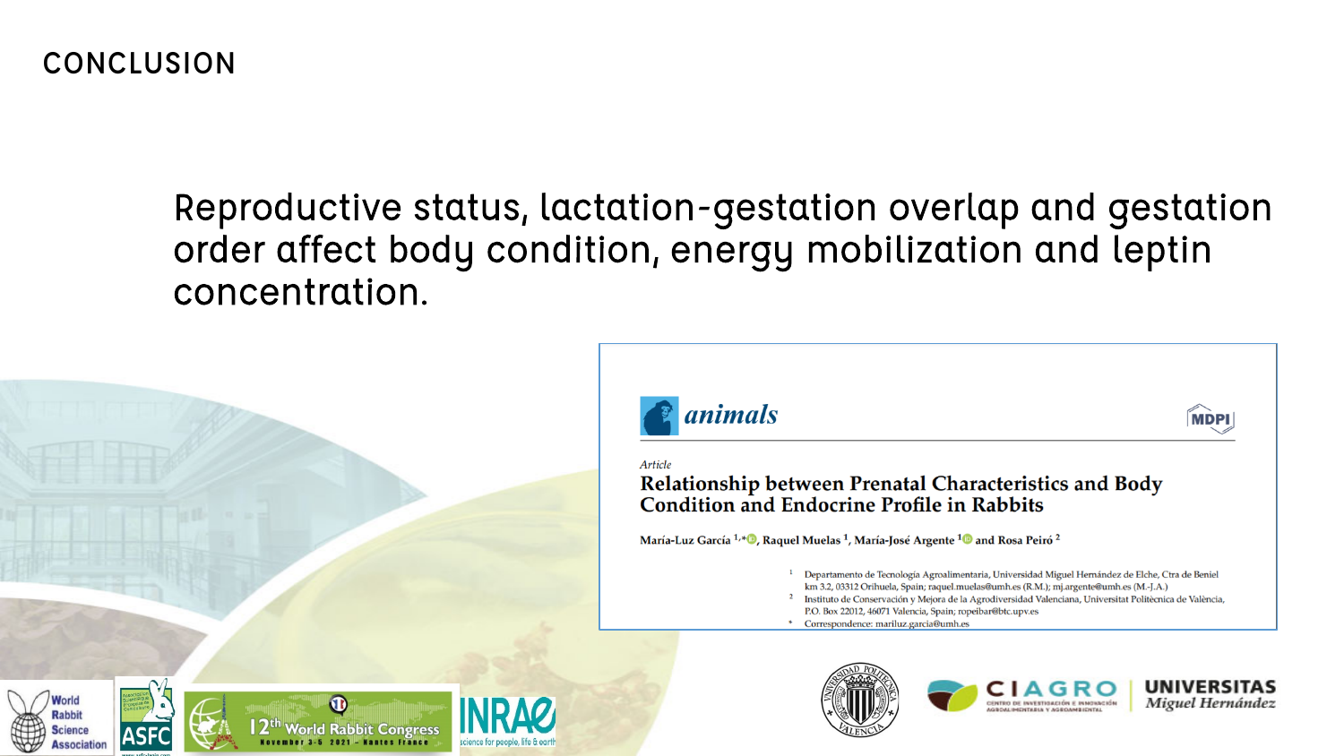# CONCLUSION

Reproductive status, lactation-gestation overlap and gestation order affect body condition, energy mobilization and leptin concentration.

*animals*

MDPI

*Article*

**Relationship between Prenatal Characteristics and Body Condition and Endocrine Profile in Rabbits**

**María-Luz García [1,*], Raquel Muelas [1], María-José Argente [1] and Rosa Peiró [2]**

[1] Departamento de Tecnología Agroalimentaria, Universidad Miguel Hernández de Elche, Ctra de Beniel km 3.2, 03312 Orihuela, Spain; raquel.muelas@umh.es (R.M.); mj.argente@umh.es (M.-J.A.)

[2] Instituto de Conservación y Mejora de la Agrodiversidad Valenciana, Universitat Politècnica de València, P.O. Box 22012, 46071 Valencia, Spain; ropeibar@btc.upv.es

* Correspondence: mariluz.garcia@umh.es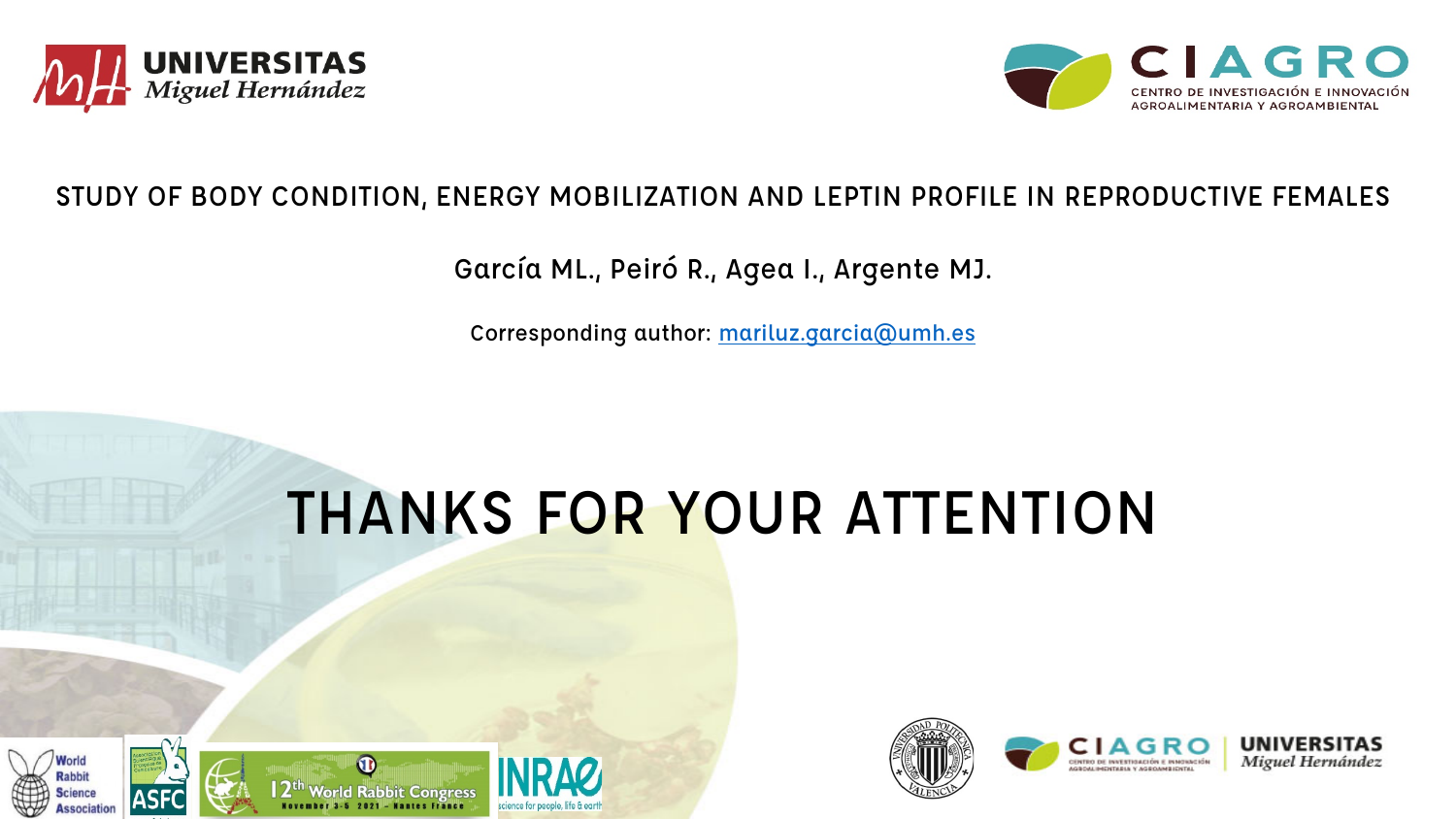STUDY OF BODY CONDITION, ENERGY MOBILIZATION AND LEPTIN PROFILE IN REPRODUCTIVE FEMALES

García ML., Peiró R., Agea I., Argente MJ.

Corresponding author: mariluz.garcia@umh.es

# THANKS FOR YOUR ATTENTION